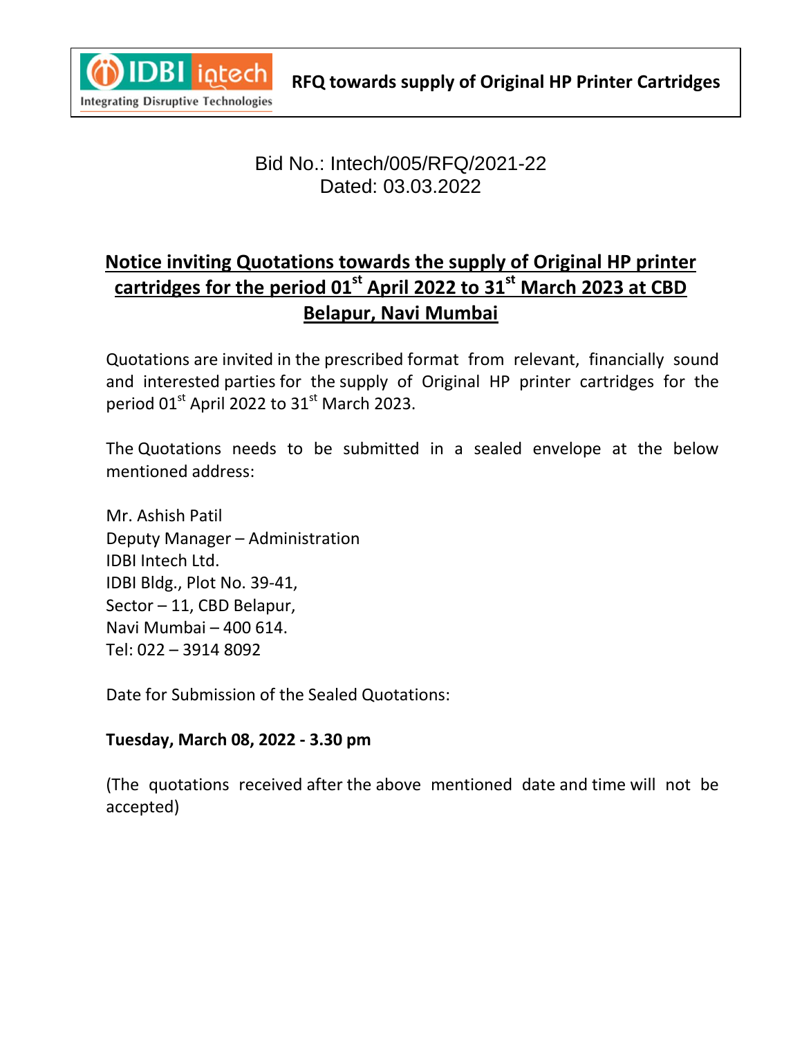**RFQ towards supply of Original HP Printer Cartridges**

Bid No.: Intech/005/RFQ/2021-22
Dated: 03.03.2022

## Notice inviting Quotations towards the supply of Original HP printer cartridges for the period 01st April 2022 to 31st March 2023 at CBD Belapur, Navi Mumbai

Quotations are invited in the prescribed format from relevant, financially sound and interested parties for the supply of Original HP printer cartridges for the period 01st April 2022 to 31st March 2023.

The Quotations needs to be submitted in a sealed envelope at the below mentioned address:

Mr. Ashish Patil
Deputy Manager – Administration
IDBI Intech Ltd.
IDBI Bldg., Plot No. 39-41,
Sector – 11, CBD Belapur,
Navi Mumbai – 400 614.
Tel: 022 – 3914 8092

Date for Submission of the Sealed Quotations:

**Tuesday, March 08, 2022 - 3.30 pm**

(The quotations received after the above mentioned date and time will not be accepted)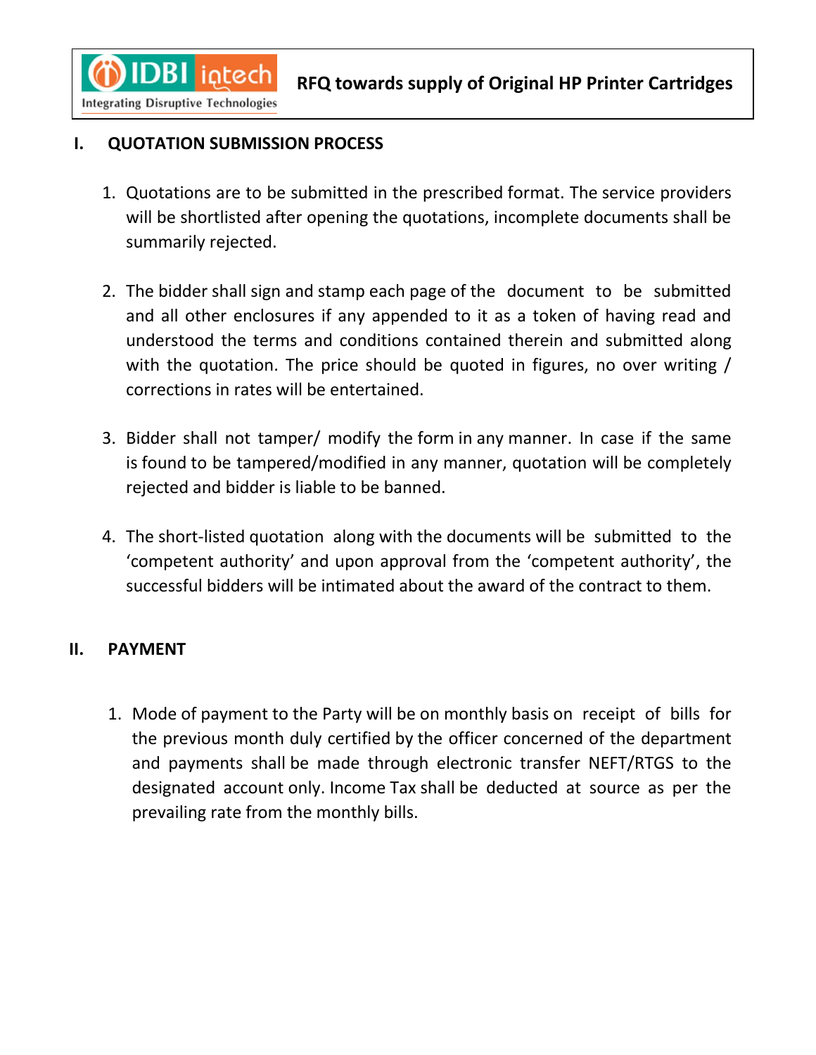## I. QUOTATION SUBMISSION PROCESS

1. Quotations are to be submitted in the prescribed format. The service providers will be shortlisted after opening the quotations, incomplete documents shall be summarily rejected.

2. The bidder shall sign and stamp each page of the document to be submitted and all other enclosures if any appended to it as a token of having read and understood the terms and conditions contained therein and submitted along with the quotation. The price should be quoted in figures, no over writing / corrections in rates will be entertained.

3. Bidder shall not tamper/ modify the form in any manner. In case if the same is found to be tampered/modified in any manner, quotation will be completely rejected and bidder is liable to be banned.

4. The short-listed quotation along with the documents will be submitted to the 'competent authority' and upon approval from the 'competent authority', the successful bidders will be intimated about the award of the contract to them.

## II. PAYMENT

1. Mode of payment to the Party will be on monthly basis on receipt of bills for the previous month duly certified by the officer concerned of the department and payments shall be made through electronic transfer NEFT/RTGS to the designated account only. Income Tax shall be deducted at source as per the prevailing rate from the monthly bills.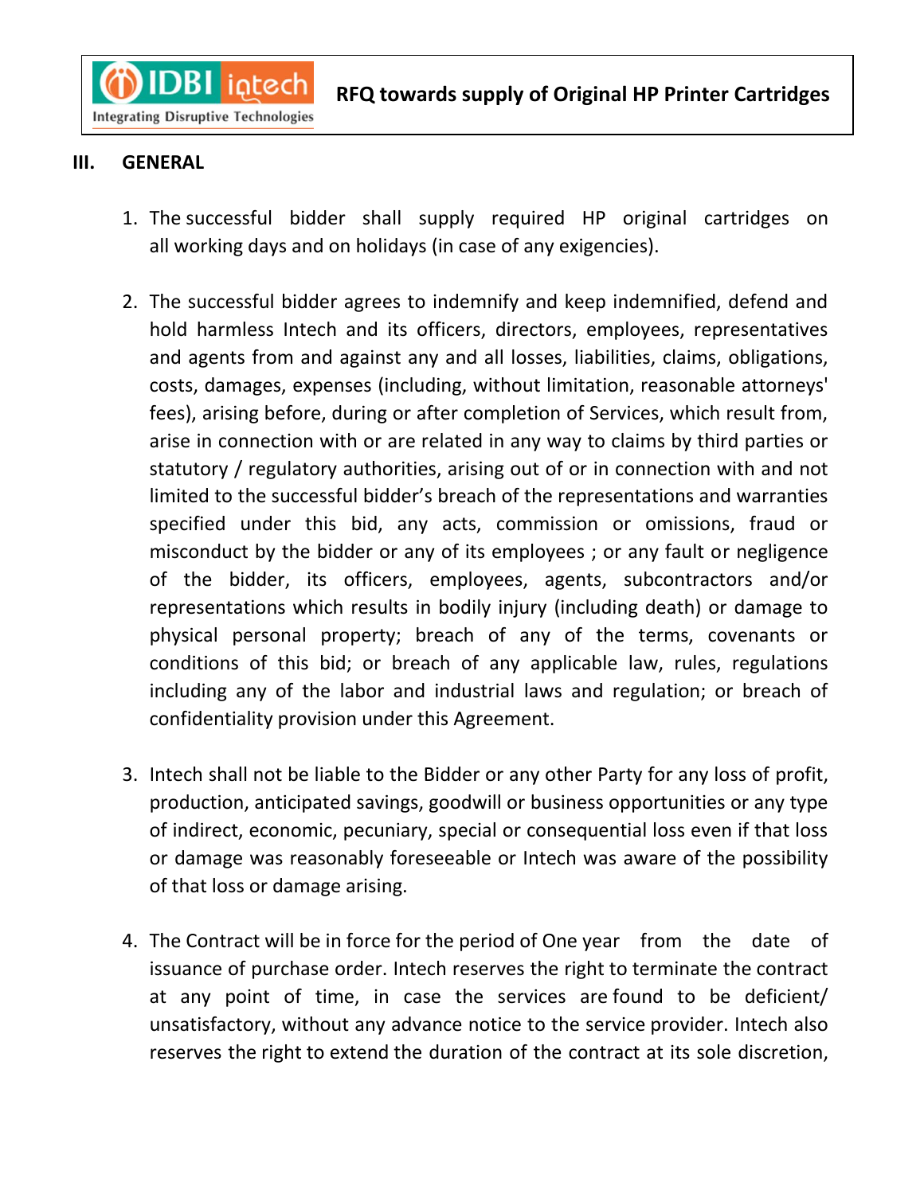## III. GENERAL

1. The successful bidder shall supply required HP original cartridges on all working days and on holidays (in case of any exigencies).

2. The successful bidder agrees to indemnify and keep indemnified, defend and hold harmless Intech and its officers, directors, employees, representatives and agents from and against any and all losses, liabilities, claims, obligations, costs, damages, expenses (including, without limitation, reasonable attorneys' fees), arising before, during or after completion of Services, which result from, arise in connection with or are related in any way to claims by third parties or statutory / regulatory authorities, arising out of or in connection with and not limited to the successful bidder's breach of the representations and warranties specified under this bid, any acts, commission or omissions, fraud or misconduct by the bidder or any of its employees ; or any fault or negligence of the bidder, its officers, employees, agents, subcontractors and/or representations which results in bodily injury (including death) or damage to physical personal property; breach of any of the terms, covenants or conditions of this bid; or breach of any applicable law, rules, regulations including any of the labor and industrial laws and regulation; or breach of confidentiality provision under this Agreement.

3. Intech shall not be liable to the Bidder or any other Party for any loss of profit, production, anticipated savings, goodwill or business opportunities or any type of indirect, economic, pecuniary, special or consequential loss even if that loss or damage was reasonably foreseeable or Intech was aware of the possibility of that loss or damage arising.

4. The Contract will be in force for the period of One year from the date of issuance of purchase order. Intech reserves the right to terminate the contract at any point of time, in case the services are found to be deficient/ unsatisfactory, without any advance notice to the service provider. Intech also reserves the right to extend the duration of the contract at its sole discretion,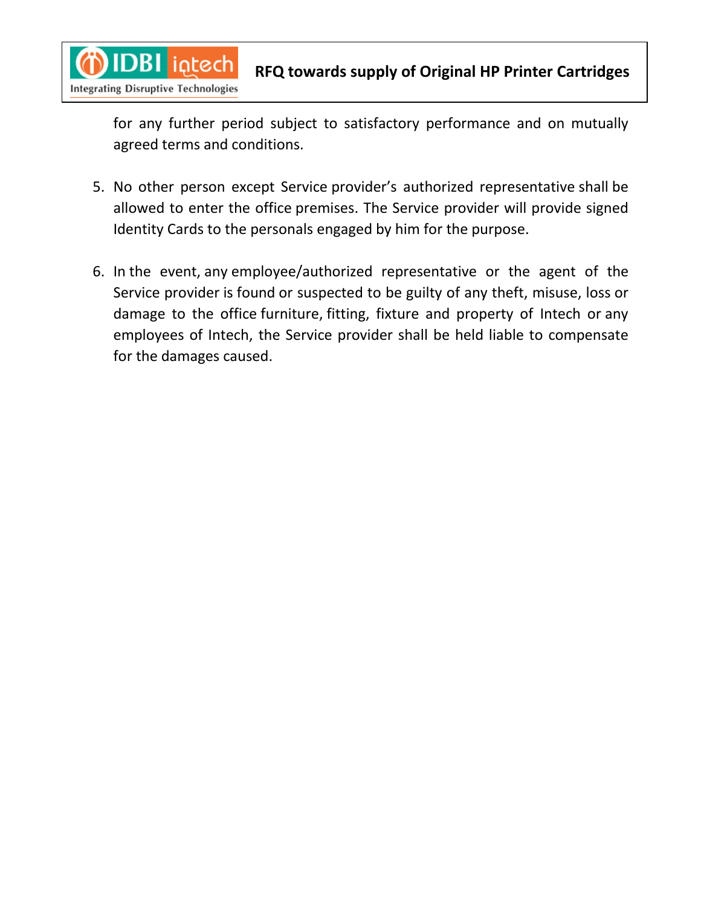for any further period subject to satisfactory performance and on mutually agreed terms and conditions.

5. No other person except Service provider's authorized representative shall be allowed to enter the office premises. The Service provider will provide signed Identity Cards to the personals engaged by him for the purpose.

6. In the event, any employee/authorized representative or the agent of the Service provider is found or suspected to be guilty of any theft, misuse, loss or damage to the office furniture, fitting, fixture and property of Intech or any employees of Intech, the Service provider shall be held liable to compensate for the damages caused.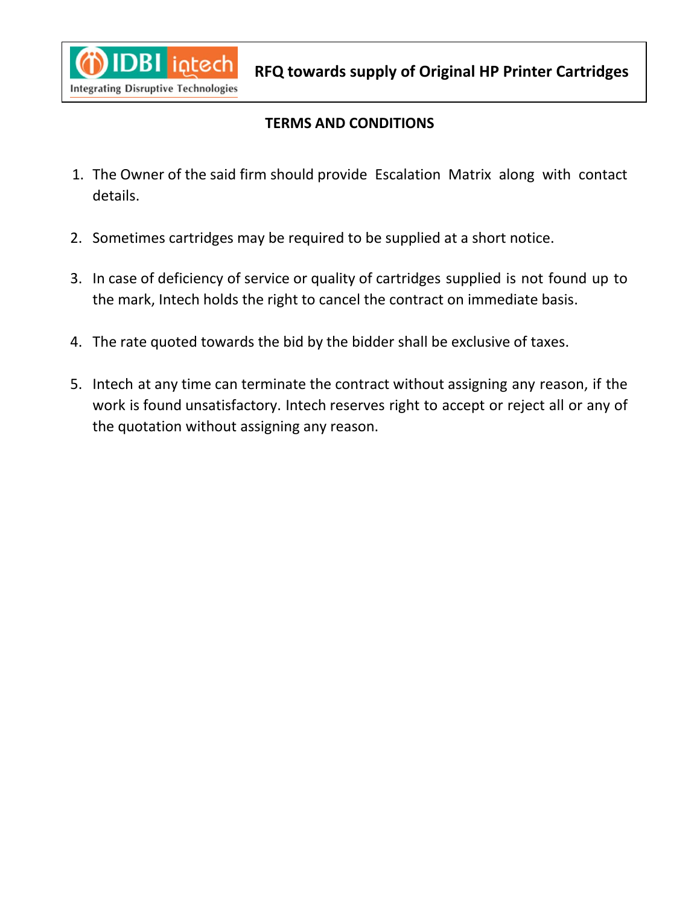## TERMS AND CONDITIONS

1. The Owner of the said firm should provide Escalation Matrix along with contact details.

2. Sometimes cartridges may be required to be supplied at a short notice.

3. In case of deficiency of service or quality of cartridges supplied is not found up to the mark, Intech holds the right to cancel the contract on immediate basis.

4. The rate quoted towards the bid by the bidder shall be exclusive of taxes.

5. Intech at any time can terminate the contract without assigning any reason, if the work is found unsatisfactory. Intech reserves right to accept or reject all or any of the quotation without assigning any reason.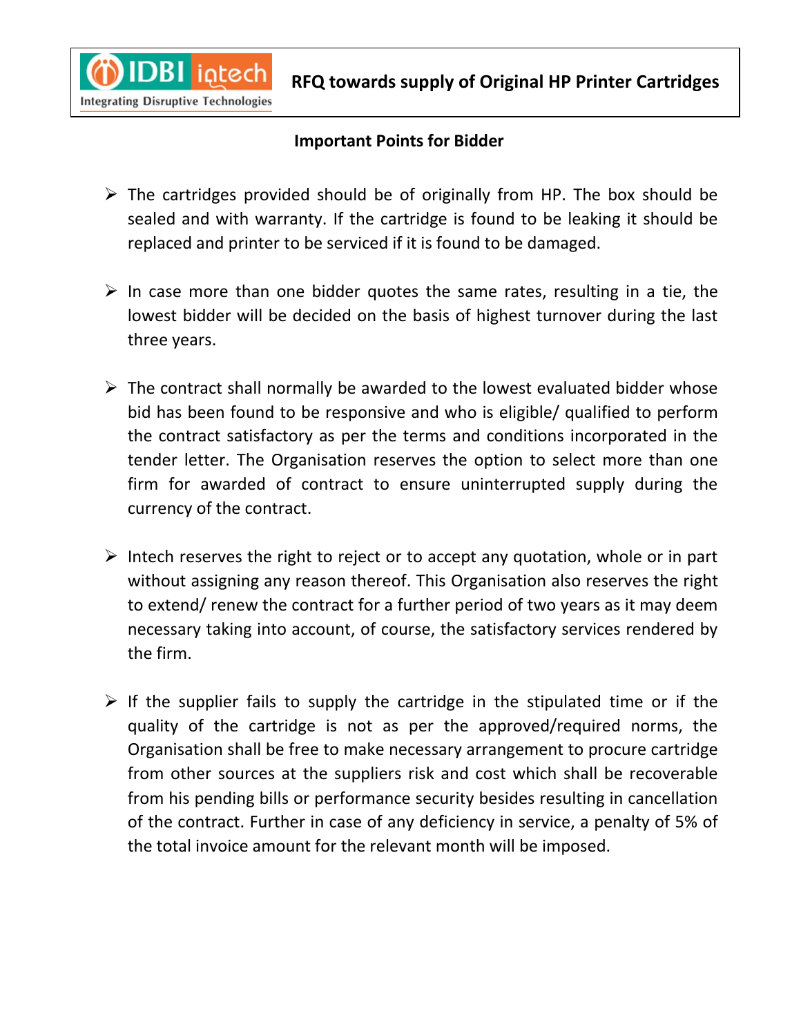## Important Points for Bidder

- The cartridges provided should be of originally from HP. The box should be sealed and with warranty. If the cartridge is found to be leaking it should be replaced and printer to be serviced if it is found to be damaged.

- In case more than one bidder quotes the same rates, resulting in a tie, the lowest bidder will be decided on the basis of highest turnover during the last three years.

- The contract shall normally be awarded to the lowest evaluated bidder whose bid has been found to be responsive and who is eligible/ qualified to perform the contract satisfactory as per the terms and conditions incorporated in the tender letter. The Organisation reserves the option to select more than one firm for awarded of contract to ensure uninterrupted supply during the currency of the contract.

- Intech reserves the right to reject or to accept any quotation, whole or in part without assigning any reason thereof. This Organisation also reserves the right to extend/ renew the contract for a further period of two years as it may deem necessary taking into account, of course, the satisfactory services rendered by the firm.

- If the supplier fails to supply the cartridge in the stipulated time or if the quality of the cartridge is not as per the approved/required norms, the Organisation shall be free to make necessary arrangement to procure cartridge from other sources at the suppliers risk and cost which shall be recoverable from his pending bills or performance security besides resulting in cancellation of the contract. Further in case of any deficiency in service, a penalty of 5% of the total invoice amount for the relevant month will be imposed.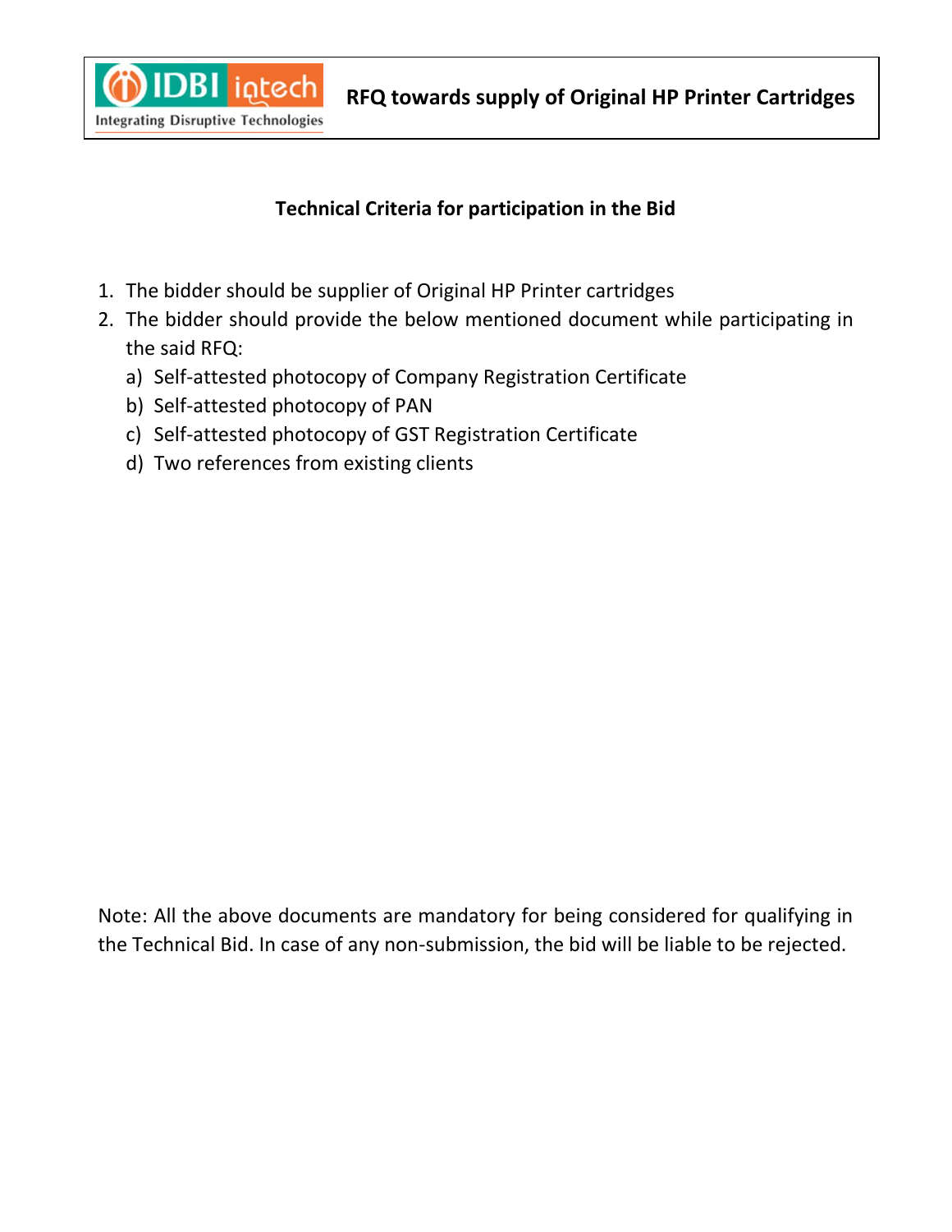## Technical Criteria for participation in the Bid

1. The bidder should be supplier of Original HP Printer cartridges
2. The bidder should provide the below mentioned document while participating in the said RFQ:
   a) Self-attested photocopy of Company Registration Certificate
   b) Self-attested photocopy of PAN
   c) Self-attested photocopy of GST Registration Certificate
   d) Two references from existing clients

Note: All the above documents are mandatory for being considered for qualifying in the Technical Bid. In case of any non-submission, the bid will be liable to be rejected.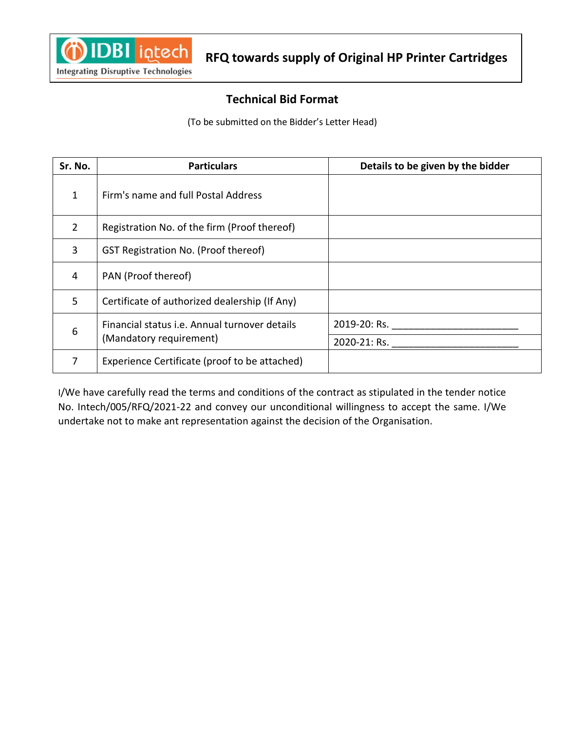IDBI intech
Integrating Disruptive Technologies

# RFQ towards supply of Original HP Printer Cartridges

## Technical Bid Format

(To be submitted on the Bidder's Letter Head)

| Sr. No. | Particulars | Details to be given by the bidder |
|---|---|---|
| 1 | Firm's name and full Postal Address | |
| 2 | Registration No. of the firm (Proof thereof) | |
| 3 | GST Registration No. (Proof thereof) | |
| 4 | PAN (Proof thereof) | |
| 5 | Certificate of authorized dealership (If Any) | |
| 6 | Financial status i.e. Annual turnover details (Mandatory requirement) | 2019-20: Rs. ________________________ |
| | | 2020-21: Rs. ________________________ |
| 7 | Experience Certificate (proof to be attached) | |

I/We have carefully read the terms and conditions of the contract as stipulated in the tender notice No. Intech/005/RFQ/2021-22 and convey our unconditional willingness to accept the same. I/We undertake not to make ant representation against the decision of the Organisation.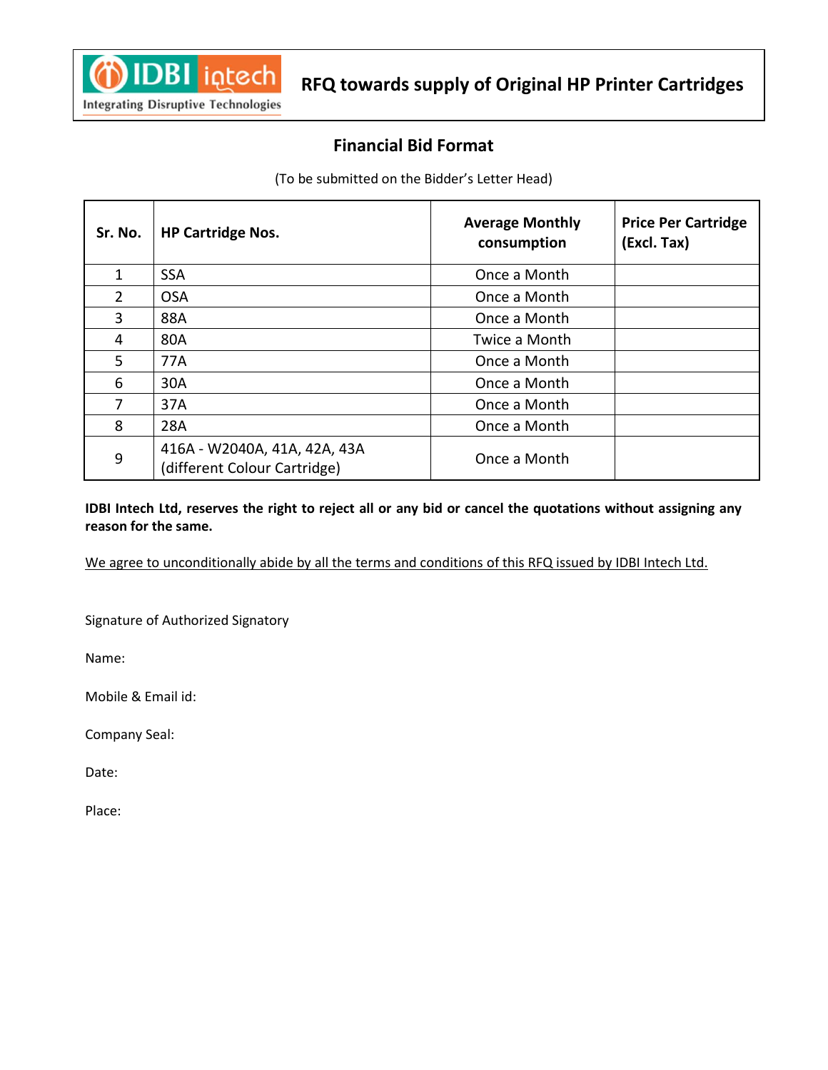IDBI intech
Integrating Disruptive Technologies

# RFQ towards supply of Original HP Printer Cartridges

## Financial Bid Format

(To be submitted on the Bidder's Letter Head)

| Sr. No. | HP Cartridge Nos. | Average Monthly consumption | Price Per Cartridge (Excl. Tax) |
|---|---|---|---|
| 1 | SSA | Once a Month | |
| 2 | OSA | Once a Month | |
| 3 | 88A | Once a Month | |
| 4 | 80A | Twice a Month | |
| 5 | 77A | Once a Month | |
| 6 | 30A | Once a Month | |
| 7 | 37A | Once a Month | |
| 8 | 28A | Once a Month | |
| 9 | 416A - W2040A, 41A, 42A, 43A (different Colour Cartridge) | Once a Month | |

**IDBI Intech Ltd, reserves the right to reject all or any bid or cancel the quotations without assigning any reason for the same.**

We agree to unconditionally abide by all the terms and conditions of this RFQ issued by IDBI Intech Ltd.

Signature of Authorized Signatory

Name:

Mobile & Email id:

Company Seal:

Date:

Place: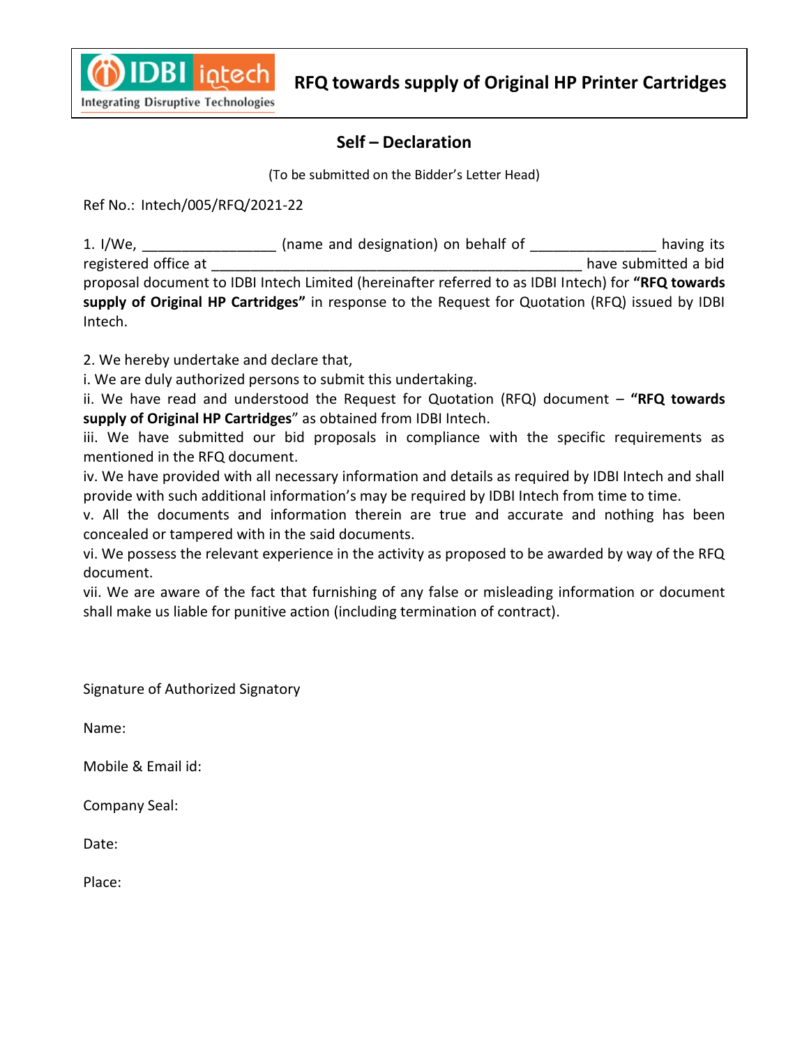RFQ towards supply of Original HP Printer Cartridges

## Self – Declaration

(To be submitted on the Bidder's Letter Head)

Ref No.: Intech/005/RFQ/2021-22

1. I/We, ________________ (name and designation) on behalf of _______________ having its registered office at _______________________________________________ have submitted a bid proposal document to IDBI Intech Limited (hereinafter referred to as IDBI Intech) for **"RFQ towards supply of Original HP Cartridges"** in response to the Request for Quotation (RFQ) issued by IDBI Intech.

2. We hereby undertake and declare that,

i. We are duly authorized persons to submit this undertaking.

ii. We have read and understood the Request for Quotation (RFQ) document – **"RFQ towards supply of Original HP Cartridges**" as obtained from IDBI Intech.

iii. We have submitted our bid proposals in compliance with the specific requirements as mentioned in the RFQ document.

iv. We have provided with all necessary information and details as required by IDBI Intech and shall provide with such additional information's may be required by IDBI Intech from time to time.

v. All the documents and information therein are true and accurate and nothing has been concealed or tampered with in the said documents.

vi. We possess the relevant experience in the activity as proposed to be awarded by way of the RFQ document.

vii. We are aware of the fact that furnishing of any false or misleading information or document shall make us liable for punitive action (including termination of contract).

Signature of Authorized Signatory

Name:

Mobile & Email id:

Company Seal:

Date:

Place: